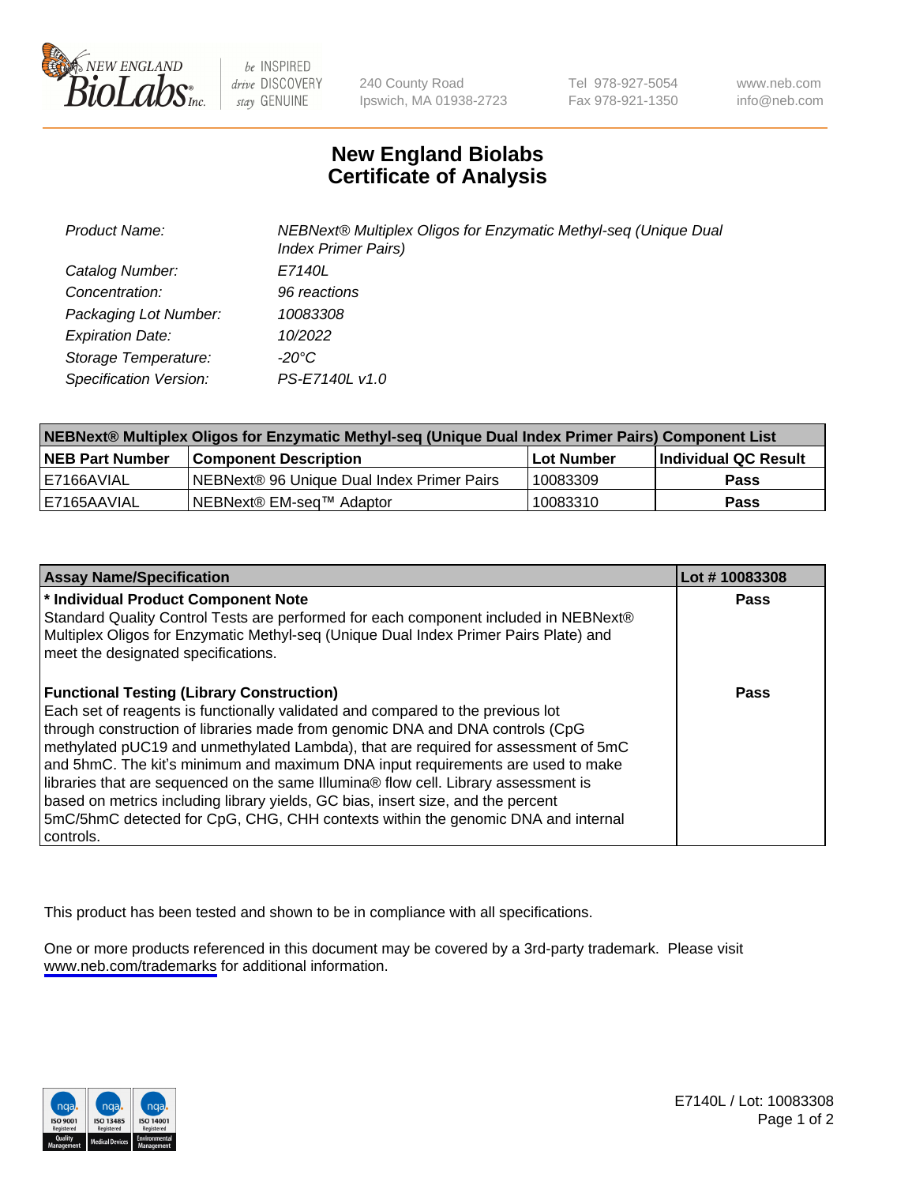New England BioLabs Inc. — be INSPIRED drive DISCOVERY stay GENUINE

240 County Road
Ipswich, MA 01938-2723

Tel 978-927-5054
Fax 978-921-1350

www.neb.com
info@neb.com

# New England Biolabs
# Certificate of Analysis

| | |
|---|---|
| *Product Name:* | *NEBNext® Multiplex Oligos for Enzymatic Methyl-seq (Unique Dual Index Primer Pairs)* |
| *Catalog Number:* | *E7140L* |
| *Concentration:* | *96 reactions* |
| *Packaging Lot Number:* | *10083308* |
| *Expiration Date:* | *10/2022* |
| *Storage Temperature:* | *-20°C* |
| *Specification Version:* | *PS-E7140L v1.0* |

**NEBNext® Multiplex Oligos for Enzymatic Methyl-seq (Unique Dual Index Primer Pairs) Component List**

| NEB Part Number | Component Description | Lot Number | Individual QC Result |
|---|---|---|---|
| E7166AVIAL | NEBNext® 96 Unique Dual Index Primer Pairs | 10083309 | **Pass** |
| E7165AAVIAL | NEBNext® EM-seq™ Adaptor | 10083310 | **Pass** |

| Assay Name/Specification | Lot # 10083308 |
|---|---|
| **\* Individual Product Component Note**<br>Standard Quality Control Tests are performed for each component included in NEBNext® Multiplex Oligos for Enzymatic Methyl-seq (Unique Dual Index Primer Pairs Plate) and meet the designated specifications. | **Pass** |
| **Functional Testing (Library Construction)**<br>Each set of reagents is functionally validated and compared to the previous lot through construction of libraries made from genomic DNA and DNA controls (CpG methylated pUC19 and unmethylated Lambda), that are required for assessment of 5mC and 5hmC. The kit's minimum and maximum DNA input requirements are used to make libraries that are sequenced on the same Illumina® flow cell. Library assessment is based on metrics including library yields, GC bias, insert size, and the percent 5mC/5hmC detected for CpG, CHG, CHH contexts within the genomic DNA and internal controls. | **Pass** |

This product has been tested and shown to be in compliance with all specifications.

One or more products referenced in this document may be covered by a 3rd-party trademark. Please visit www.neb.com/trademarks for additional information.

E7140L / Lot: 10083308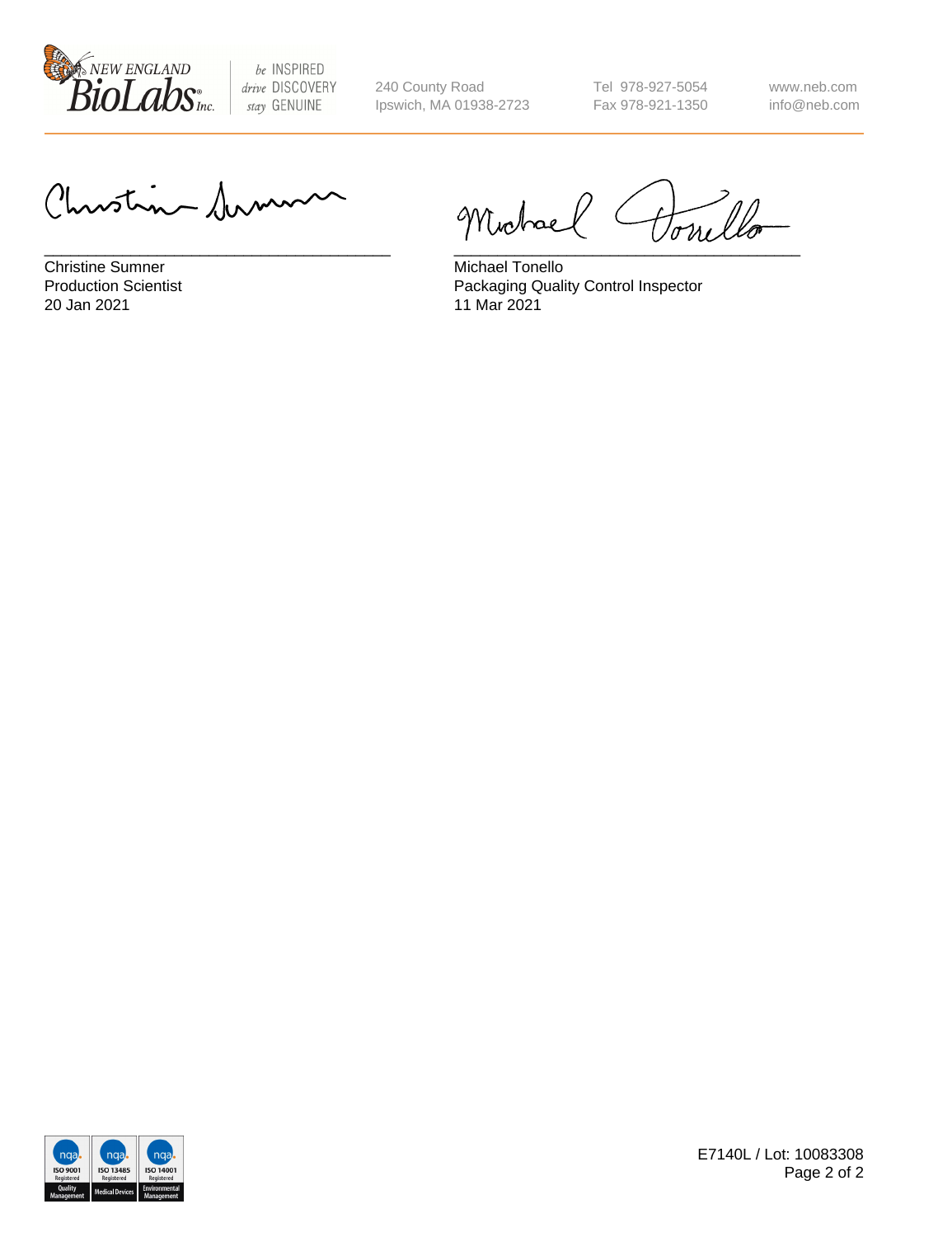Christine Sumner
Production Scientist
20 Jan 2021

Michael Tonello
Packaging Quality Control Inspector
11 Mar 2021

E7140L / Lot: 10083308